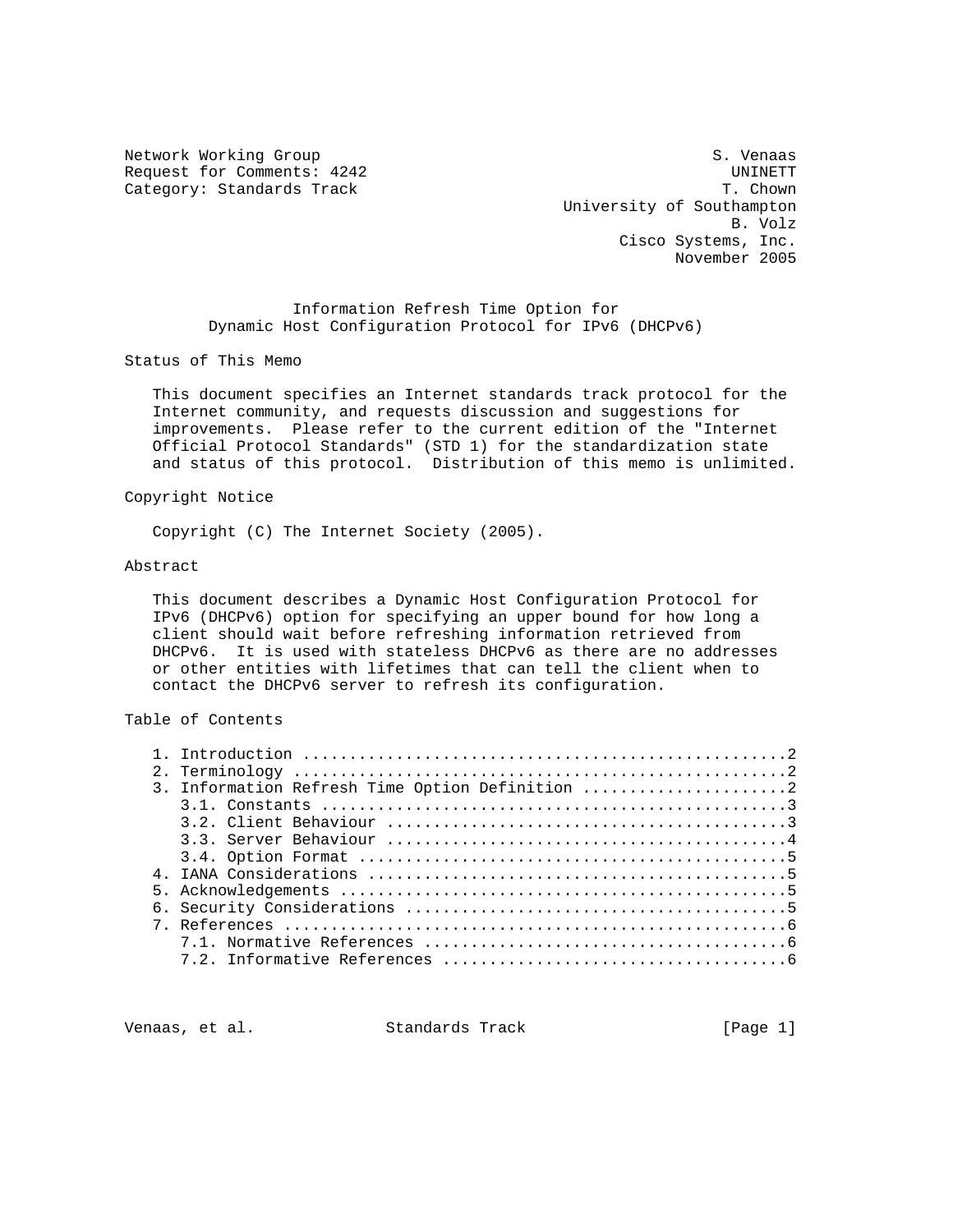Network Working Group S. Venaas
Request for Comments: 4242 UNINETT
Category: Standards Track T. Chown
University of Southampton
B. Volz
Cisco Systems, Inc.
November 2005

# Information Refresh Time Option for Dynamic Host Configuration Protocol for IPv6 (DHCPv6)

## Status of This Memo

This document specifies an Internet standards track protocol for the Internet community, and requests discussion and suggestions for improvements. Please refer to the current edition of the "Internet Official Protocol Standards" (STD 1) for the standardization state and status of this protocol. Distribution of this memo is unlimited.

## Copyright Notice

Copyright (C) The Internet Society (2005).

## Abstract

This document describes a Dynamic Host Configuration Protocol for IPv6 (DHCPv6) option for specifying an upper bound for how long a client should wait before refreshing information retrieved from DHCPv6. It is used with stateless DHCPv6 as there are no addresses or other entities with lifetimes that can tell the client when to contact the DHCPv6 server to refresh its configuration.

## Table of Contents

1. Introduction ....................................................2
2. Terminology ....................................................2
3. Information Refresh Time Option Definition .....................2
   3.1. Constants .................................................3
   3.2. Client Behaviour ..........................................3
   3.3. Server Behaviour ..........................................4
   3.4. Option Format .............................................5
4. IANA Considerations ............................................5
5. Acknowledgements ...............................................5
6. Security Considerations ........................................5
7. References .....................................................6
   7.1. Normative References ......................................6
   7.2. Informative References ....................................6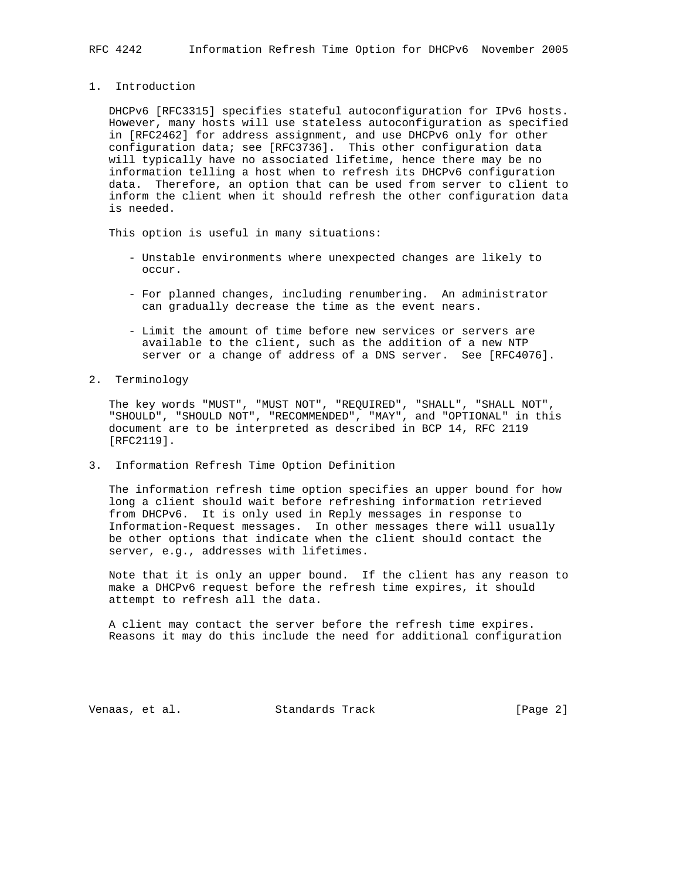## 1. Introduction

DHCPv6 [RFC3315] specifies stateful autoconfiguration for IPv6 hosts. However, many hosts will use stateless autoconfiguration as specified in [RFC2462] for address assignment, and use DHCPv6 only for other configuration data; see [RFC3736]. This other configuration data will typically have no associated lifetime, hence there may be no information telling a host when to refresh its DHCPv6 configuration data. Therefore, an option that can be used from server to client to inform the client when it should refresh the other configuration data is needed.

This option is useful in many situations:

- Unstable environments where unexpected changes are likely to occur.

- For planned changes, including renumbering. An administrator can gradually decrease the time as the event nears.

- Limit the amount of time before new services or servers are available to the client, such as the addition of a new NTP server or a change of address of a DNS server. See [RFC4076].

## 2. Terminology

The key words "MUST", "MUST NOT", "REQUIRED", "SHALL", "SHALL NOT", "SHOULD", "SHOULD NOT", "RECOMMENDED", "MAY", and "OPTIONAL" in this document are to be interpreted as described in BCP 14, RFC 2119 [RFC2119].

## 3. Information Refresh Time Option Definition

The information refresh time option specifies an upper bound for how long a client should wait before refreshing information retrieved from DHCPv6. It is only used in Reply messages in response to Information-Request messages. In other messages there will usually be other options that indicate when the client should contact the server, e.g., addresses with lifetimes.

Note that it is only an upper bound. If the client has any reason to make a DHCPv6 request before the refresh time expires, it should attempt to refresh all the data.

A client may contact the server before the refresh time expires. Reasons it may do this include the need for additional configuration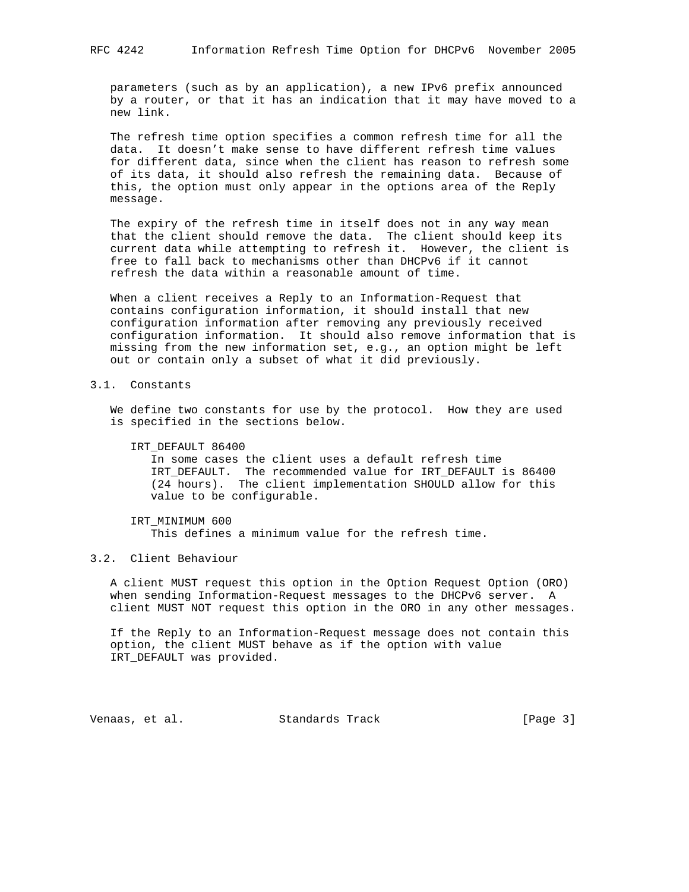parameters (such as by an application), a new IPv6 prefix announced by a router, or that it has an indication that it may have moved to a new link.

The refresh time option specifies a common refresh time for all the data. It doesn't make sense to have different refresh time values for different data, since when the client has reason to refresh some of its data, it should also refresh the remaining data. Because of this, the option must only appear in the options area of the Reply message.

The expiry of the refresh time in itself does not in any way mean that the client should remove the data. The client should keep its current data while attempting to refresh it. However, the client is free to fall back to mechanisms other than DHCPv6 if it cannot refresh the data within a reasonable amount of time.

When a client receives a Reply to an Information-Request that contains configuration information, it should install that new configuration information after removing any previously received configuration information. It should also remove information that is missing from the new information set, e.g., an option might be left out or contain only a subset of what it did previously.

## 3.1. Constants

We define two constants for use by the protocol. How they are used is specified in the sections below.

IRT_DEFAULT 86400
: In some cases the client uses a default refresh time IRT_DEFAULT. The recommended value for IRT_DEFAULT is 86400 (24 hours). The client implementation SHOULD allow for this value to be configurable.

IRT_MINIMUM 600
: This defines a minimum value for the refresh time.

## 3.2. Client Behaviour

A client MUST request this option in the Option Request Option (ORO) when sending Information-Request messages to the DHCPv6 server. A client MUST NOT request this option in the ORO in any other messages.

If the Reply to an Information-Request message does not contain this option, the client MUST behave as if the option with value IRT_DEFAULT was provided.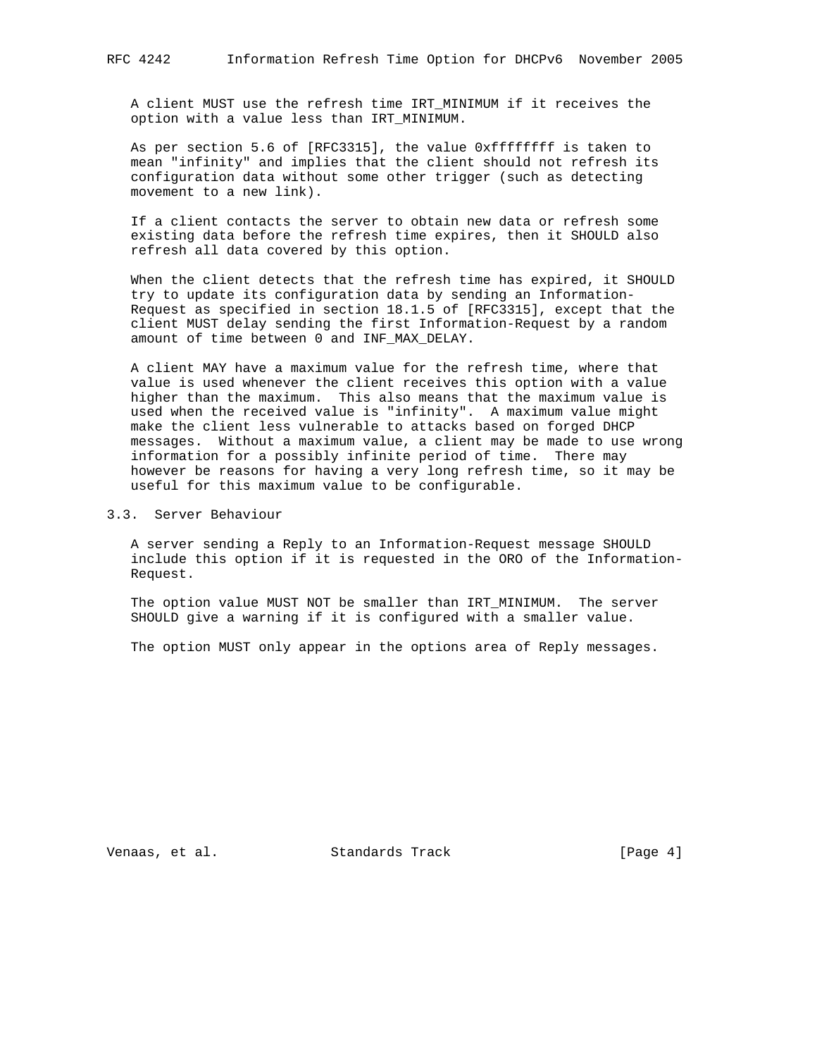A client MUST use the refresh time IRT_MINIMUM if it receives the option with a value less than IRT_MINIMUM.

As per section 5.6 of [RFC3315], the value 0xffffffff is taken to mean "infinity" and implies that the client should not refresh its configuration data without some other trigger (such as detecting movement to a new link).

If a client contacts the server to obtain new data or refresh some existing data before the refresh time expires, then it SHOULD also refresh all data covered by this option.

When the client detects that the refresh time has expired, it SHOULD try to update its configuration data by sending an Information-Request as specified in section 18.1.5 of [RFC3315], except that the client MUST delay sending the first Information-Request by a random amount of time between 0 and INF_MAX_DELAY.

A client MAY have a maximum value for the refresh time, where that value is used whenever the client receives this option with a value higher than the maximum. This also means that the maximum value is used when the received value is "infinity". A maximum value might make the client less vulnerable to attacks based on forged DHCP messages. Without a maximum value, a client may be made to use wrong information for a possibly infinite period of time. There may however be reasons for having a very long refresh time, so it may be useful for this maximum value to be configurable.

## 3.3. Server Behaviour

A server sending a Reply to an Information-Request message SHOULD include this option if it is requested in the ORO of the Information-Request.

The option value MUST NOT be smaller than IRT_MINIMUM. The server SHOULD give a warning if it is configured with a smaller value.

The option MUST only appear in the options area of Reply messages.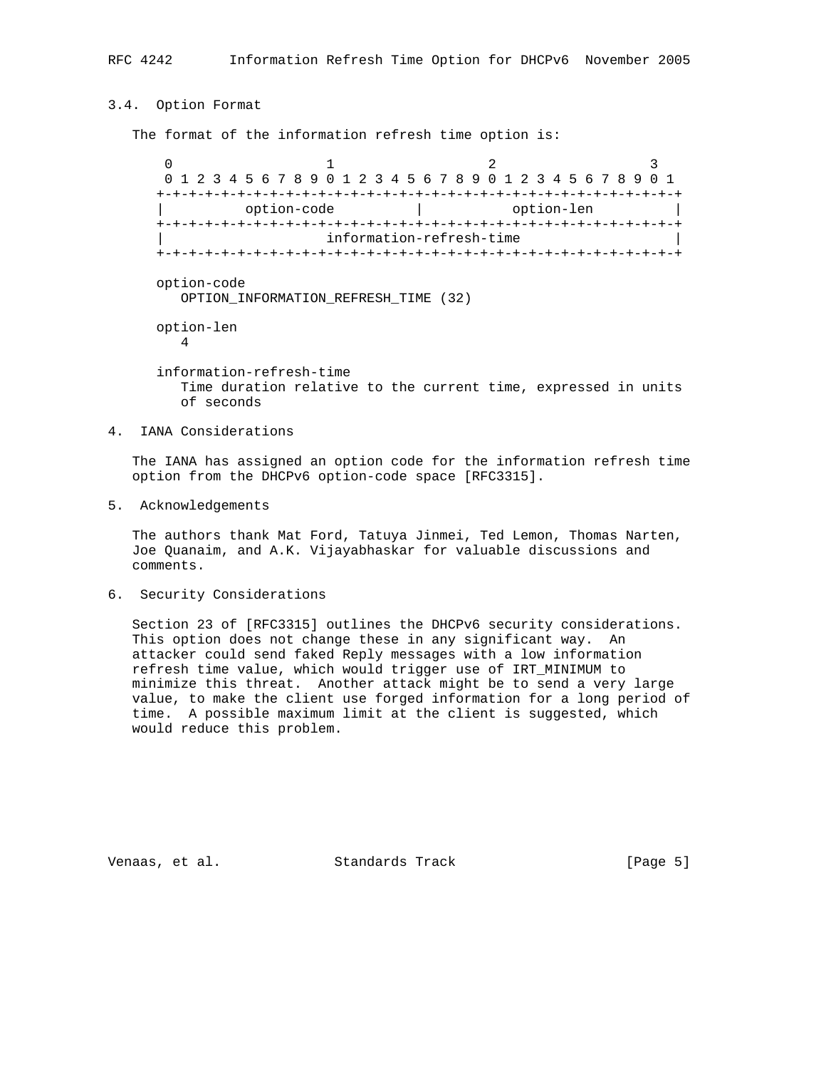### 3.4. Option Format

The format of the information refresh time option is:

```
 0                   1                   2                   3
 0 1 2 3 4 5 6 7 8 9 0 1 2 3 4 5 6 7 8 9 0 1 2 3 4 5 6 7 8 9 0 1
+-+-+-+-+-+-+-+-+-+-+-+-+-+-+-+-+-+-+-+-+-+-+-+-+-+-+-+-+-+-+-+-+
|          option-code          |           option-len          |
+-+-+-+-+-+-+-+-+-+-+-+-+-+-+-+-+-+-+-+-+-+-+-+-+-+-+-+-+-+-+-+-+
|                   information-refresh-time                    |
+-+-+-+-+-+-+-+-+-+-+-+-+-+-+-+-+-+-+-+-+-+-+-+-+-+-+-+-+-+-+-+-+
```

option-code
  OPTION_INFORMATION_REFRESH_TIME (32)

option-len
  4

information-refresh-time
  Time duration relative to the current time, expressed in units of seconds

## 4. IANA Considerations

The IANA has assigned an option code for the information refresh time option from the DHCPv6 option-code space [RFC3315].

## 5. Acknowledgements

The authors thank Mat Ford, Tatuya Jinmei, Ted Lemon, Thomas Narten, Joe Quanaim, and A.K. Vijayabhaskar for valuable discussions and comments.

## 6. Security Considerations

Section 23 of [RFC3315] outlines the DHCPv6 security considerations. This option does not change these in any significant way. An attacker could send faked Reply messages with a low information refresh time value, which would trigger use of IRT_MINIMUM to minimize this threat. Another attack might be to send a very large value, to make the client use forged information for a long period of time. A possible maximum limit at the client is suggested, which would reduce this problem.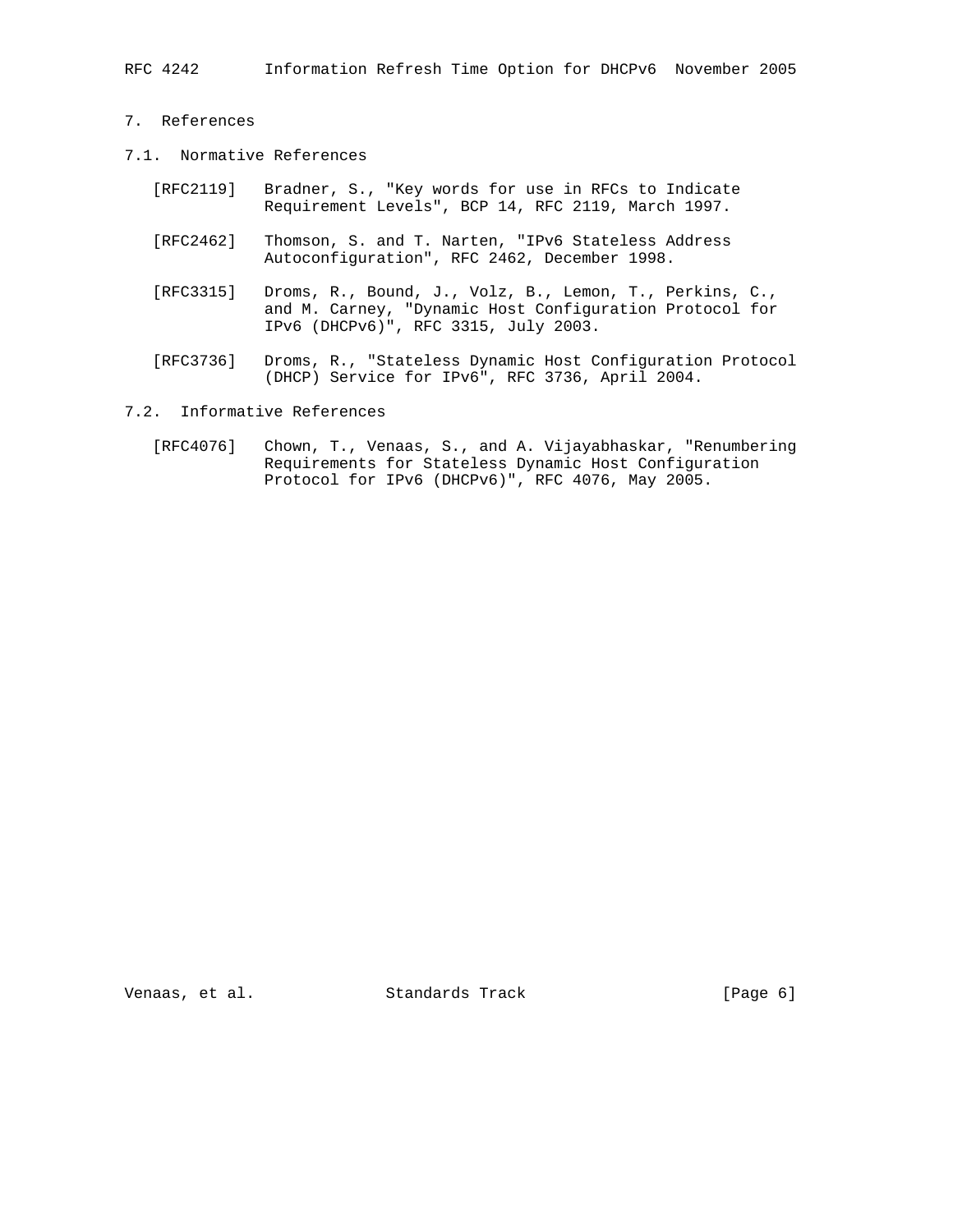## 7. References

### 7.1. Normative References

[RFC2119] Bradner, S., "Key words for use in RFCs to Indicate Requirement Levels", BCP 14, RFC 2119, March 1997.

[RFC2462] Thomson, S. and T. Narten, "IPv6 Stateless Address Autoconfiguration", RFC 2462, December 1998.

[RFC3315] Droms, R., Bound, J., Volz, B., Lemon, T., Perkins, C., and M. Carney, "Dynamic Host Configuration Protocol for IPv6 (DHCPv6)", RFC 3315, July 2003.

[RFC3736] Droms, R., "Stateless Dynamic Host Configuration Protocol (DHCP) Service for IPv6", RFC 3736, April 2004.

### 7.2. Informative References

[RFC4076] Chown, T., Venaas, S., and A. Vijayabhaskar, "Renumbering Requirements for Stateless Dynamic Host Configuration Protocol for IPv6 (DHCPv6)", RFC 4076, May 2005.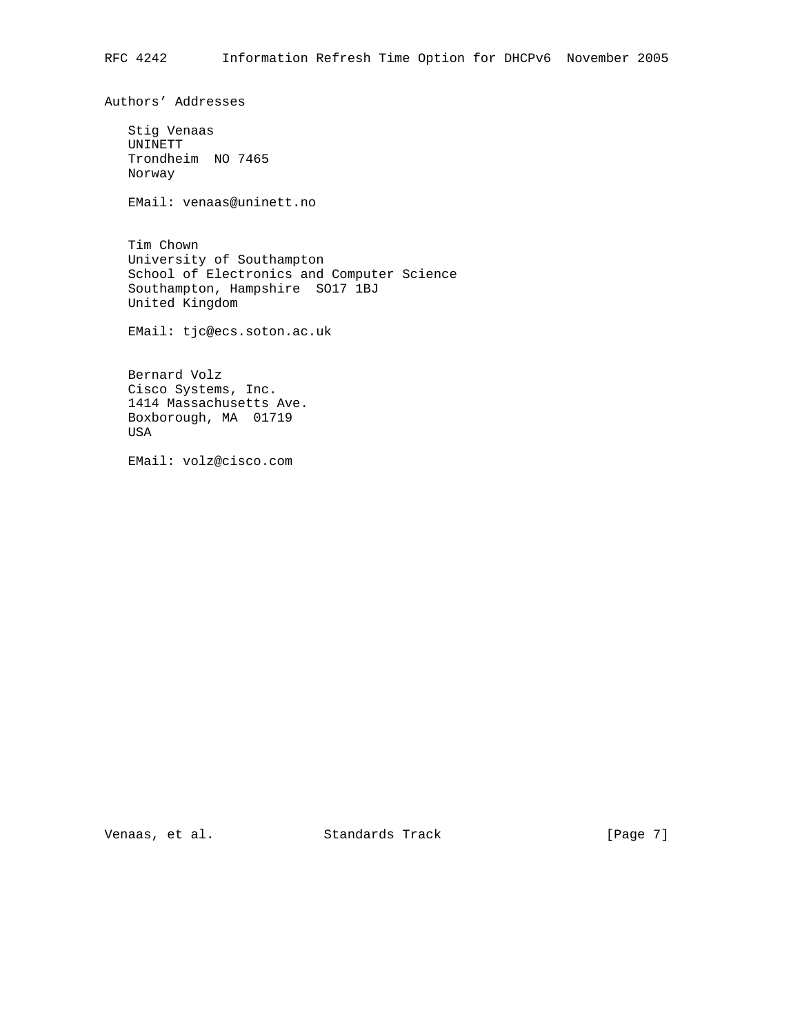## Authors' Addresses

Stig Venaas
UNINETT
Trondheim  NO 7465
Norway

EMail: venaas@uninett.no

Tim Chown
University of Southampton
School of Electronics and Computer Science
Southampton, Hampshire  SO17 1BJ
United Kingdom

EMail: tjc@ecs.soton.ac.uk

Bernard Volz
Cisco Systems, Inc.
1414 Massachusetts Ave.
Boxborough, MA  01719
USA

EMail: volz@cisco.com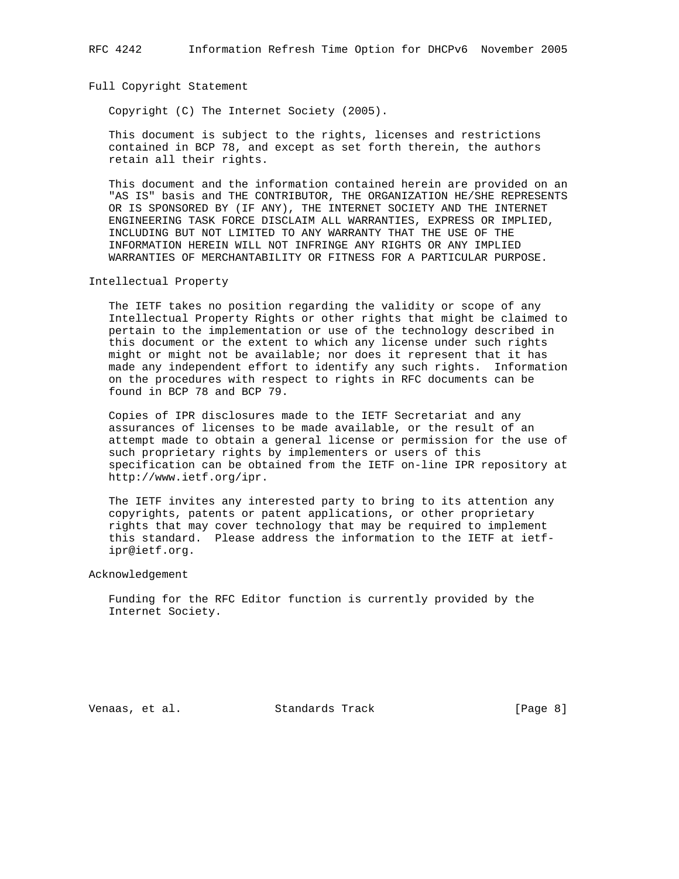## Full Copyright Statement

Copyright (C) The Internet Society (2005).

This document is subject to the rights, licenses and restrictions contained in BCP 78, and except as set forth therein, the authors retain all their rights.

This document and the information contained herein are provided on an "AS IS" basis and THE CONTRIBUTOR, THE ORGANIZATION HE/SHE REPRESENTS OR IS SPONSORED BY (IF ANY), THE INTERNET SOCIETY AND THE INTERNET ENGINEERING TASK FORCE DISCLAIM ALL WARRANTIES, EXPRESS OR IMPLIED, INCLUDING BUT NOT LIMITED TO ANY WARRANTY THAT THE USE OF THE INFORMATION HEREIN WILL NOT INFRINGE ANY RIGHTS OR ANY IMPLIED WARRANTIES OF MERCHANTABILITY OR FITNESS FOR A PARTICULAR PURPOSE.

## Intellectual Property

The IETF takes no position regarding the validity or scope of any Intellectual Property Rights or other rights that might be claimed to pertain to the implementation or use of the technology described in this document or the extent to which any license under such rights might or might not be available; nor does it represent that it has made any independent effort to identify any such rights. Information on the procedures with respect to rights in RFC documents can be found in BCP 78 and BCP 79.

Copies of IPR disclosures made to the IETF Secretariat and any assurances of licenses to be made available, or the result of an attempt made to obtain a general license or permission for the use of such proprietary rights by implementers or users of this specification can be obtained from the IETF on-line IPR repository at http://www.ietf.org/ipr.

The IETF invites any interested party to bring to its attention any copyrights, patents or patent applications, or other proprietary rights that may cover technology that may be required to implement this standard. Please address the information to the IETF at ietf-ipr@ietf.org.

## Acknowledgement

Funding for the RFC Editor function is currently provided by the Internet Society.